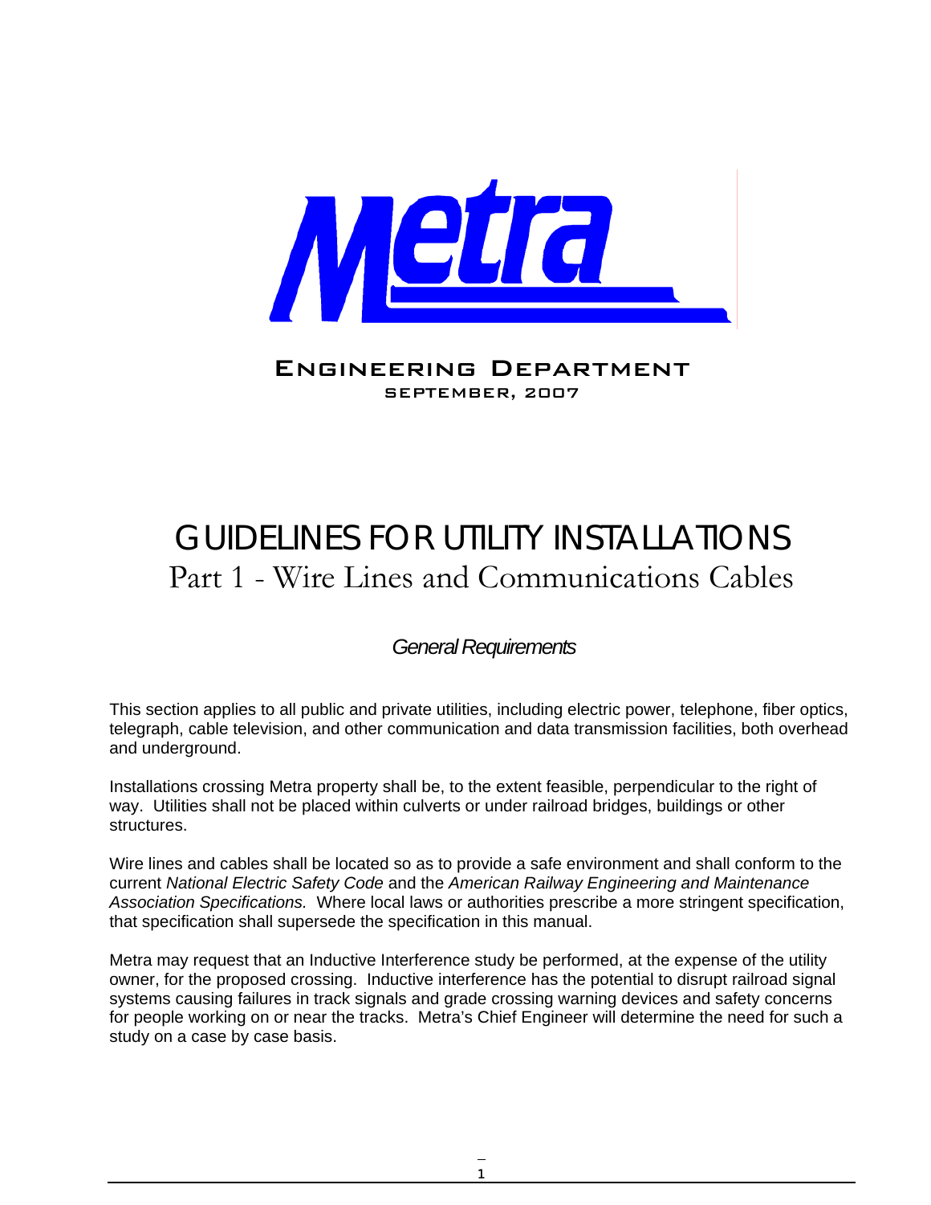Metra

ENGINEERING DEPARTMENT

SEPTEMBER, 2007

# GUIDELINES FOR UTILITY INSTALLATIONS

## Part 1 - Wire Lines and Communications Cables

### *General Requirements*

This section applies to all public and private utilities, including electric power, telephone, fiber optics, telegraph, cable television, and other communication and data transmission facilities, both overhead and underground.

Installations crossing Metra property shall be, to the extent feasible, perpendicular to the right of way. Utilities shall not be placed within culverts or under railroad bridges, buildings or other structures.

Wire lines and cables shall be located so as to provide a safe environment and shall conform to the current *National Electric Safety Code* and the *American Railway Engineering and Maintenance Association Specifications.* Where local laws or authorities prescribe a more stringent specification, that specification shall supersede the specification in this manual.

Metra may request that an Inductive Interference study be performed, at the expense of the utility owner, for the proposed crossing. Inductive interference has the potential to disrupt railroad signal systems causing failures in track signals and grade crossing warning devices and safety concerns for people working on or near the tracks. Metra's Chief Engineer will determine the need for such a study on a case by case basis.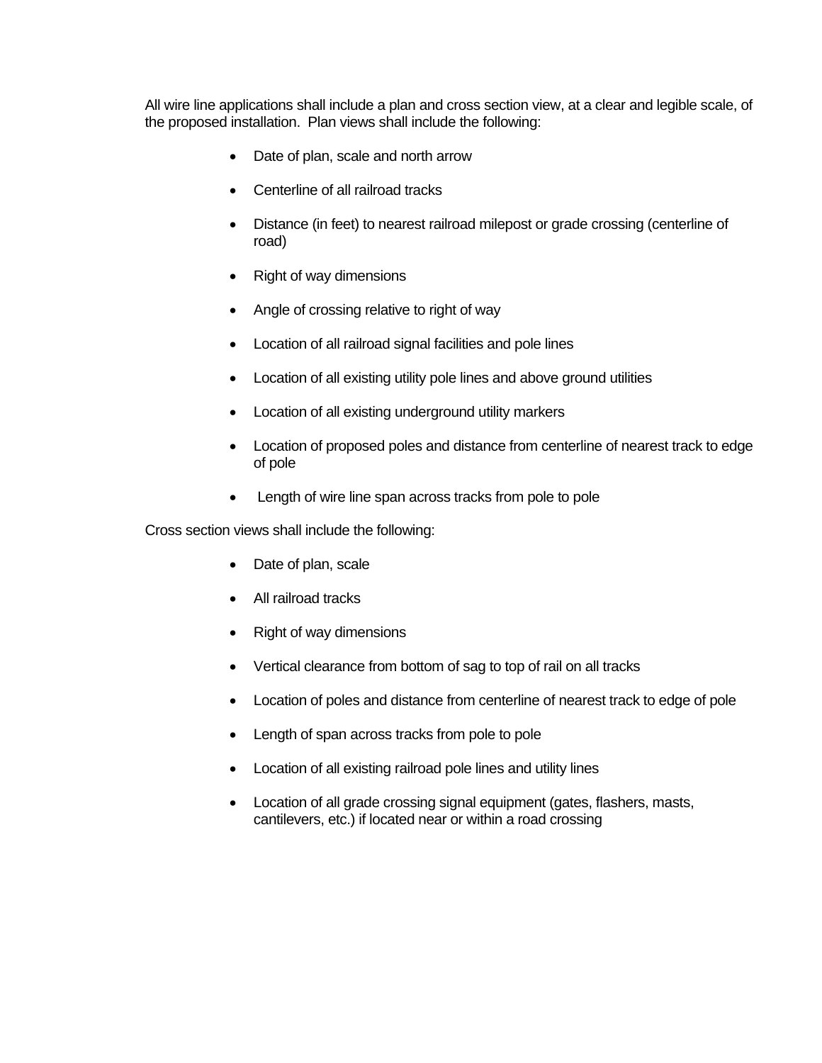All wire line applications shall include a plan and cross section view, at a clear and legible scale, of the proposed installation. Plan views shall include the following:

- Date of plan, scale and north arrow
- Centerline of all railroad tracks
- Distance (in feet) to nearest railroad milepost or grade crossing (centerline of road)
- Right of way dimensions
- Angle of crossing relative to right of way
- Location of all railroad signal facilities and pole lines
- Location of all existing utility pole lines and above ground utilities
- Location of all existing underground utility markers
- Location of proposed poles and distance from centerline of nearest track to edge of pole
- Length of wire line span across tracks from pole to pole

Cross section views shall include the following:

- Date of plan, scale
- All railroad tracks
- Right of way dimensions
- Vertical clearance from bottom of sag to top of rail on all tracks
- Location of poles and distance from centerline of nearest track to edge of pole
- Length of span across tracks from pole to pole
- Location of all existing railroad pole lines and utility lines
- Location of all grade crossing signal equipment (gates, flashers, masts, cantilevers, etc.) if located near or within a road crossing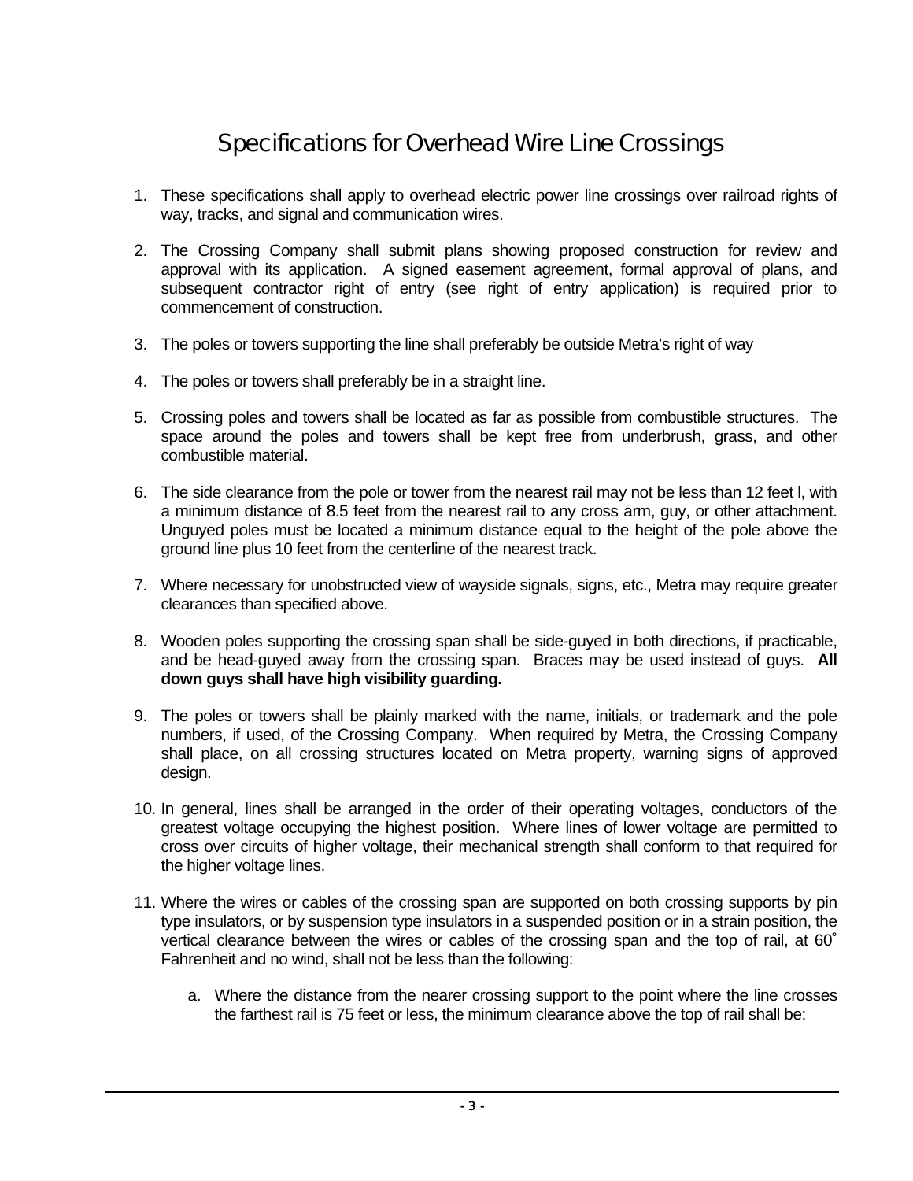# Specifications for Overhead Wire Line Crossings

1. These specifications shall apply to overhead electric power line crossings over railroad rights of way, tracks, and signal and communication wires.

2. The Crossing Company shall submit plans showing proposed construction for review and approval with its application. A signed easement agreement, formal approval of plans, and subsequent contractor right of entry (see right of entry application) is required prior to commencement of construction.

3. The poles or towers supporting the line shall preferably be outside Metra's right of way

4. The poles or towers shall preferably be in a straight line.

5. Crossing poles and towers shall be located as far as possible from combustible structures. The space around the poles and towers shall be kept free from underbrush, grass, and other combustible material.

6. The side clearance from the pole or tower from the nearest rail may not be less than 12 feet l, with a minimum distance of 8.5 feet from the nearest rail to any cross arm, guy, or other attachment. Unguyed poles must be located a minimum distance equal to the height of the pole above the ground line plus 10 feet from the centerline of the nearest track.

7. Where necessary for unobstructed view of wayside signals, signs, etc., Metra may require greater clearances than specified above.

8. Wooden poles supporting the crossing span shall be side-guyed in both directions, if practicable, and be head-guyed away from the crossing span. Braces may be used instead of guys. **All down guys shall have high visibility guarding.**

9. The poles or towers shall be plainly marked with the name, initials, or trademark and the pole numbers, if used, of the Crossing Company. When required by Metra, the Crossing Company shall place, on all crossing structures located on Metra property, warning signs of approved design.

10. In general, lines shall be arranged in the order of their operating voltages, conductors of the greatest voltage occupying the highest position. Where lines of lower voltage are permitted to cross over circuits of higher voltage, their mechanical strength shall conform to that required for the higher voltage lines.

11. Where the wires or cables of the crossing span are supported on both crossing supports by pin type insulators, or by suspension type insulators in a suspended position or in a strain position, the vertical clearance between the wires or cables of the crossing span and the top of rail, at 60˚ Fahrenheit and no wind, shall not be less than the following:

    a. Where the distance from the nearer crossing support to the point where the line crosses the farthest rail is 75 feet or less, the minimum clearance above the top of rail shall be: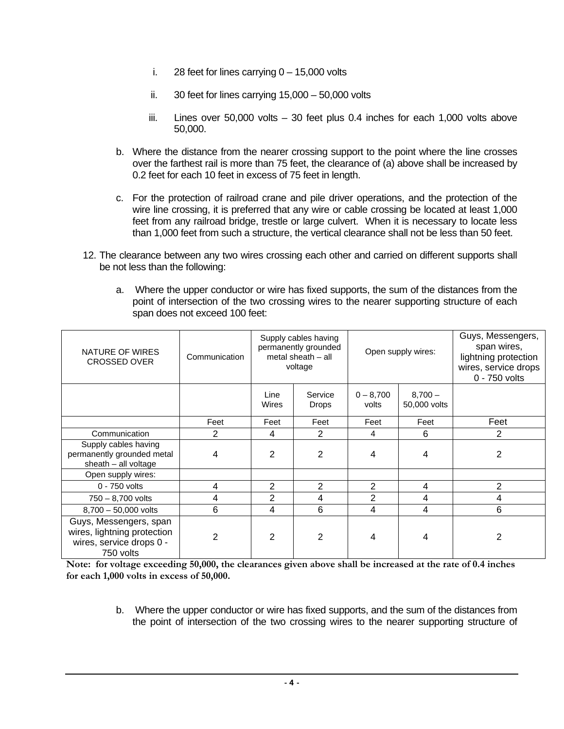i. 28 feet for lines carrying 0 – 15,000 volts

ii. 30 feet for lines carrying 15,000 – 50,000 volts

iii. Lines over 50,000 volts – 30 feet plus 0.4 inches for each 1,000 volts above 50,000.

b. Where the distance from the nearer crossing support to the point where the line crosses over the farthest rail is more than 75 feet, the clearance of (a) above shall be increased by 0.2 feet for each 10 feet in excess of 75 feet in length.

c. For the protection of railroad crane and pile driver operations, and the protection of the wire line crossing, it is preferred that any wire or cable crossing be located at least 1,000 feet from any railroad bridge, trestle or large culvert. When it is necessary to locate less than 1,000 feet from such a structure, the vertical clearance shall not be less than 50 feet.

12. The clearance between any two wires crossing each other and carried on different supports shall be not less than the following:

a. Where the upper conductor or wire has fixed supports, the sum of the distances from the point of intersection of the two crossing wires to the nearer supporting structure of each span does not exceed 100 feet:

| NATURE OF WIRES CROSSED OVER | Communication | Supply cables having permanently grounded metal sheath – all voltage | | Open supply wires: | | Guys, Messengers, span wires, lightning protection wires, service drops 0 - 750 volts |
|---|---|---|---|---|---|---|
| | | Line Wires | Service Drops | 0 – 8,700 volts | 8,700 – 50,000 volts | |
| | Feet | Feet | Feet | Feet | Feet | Feet |
| Communication | 2 | 4 | 2 | 4 | 6 | 2 |
| Supply cables having permanently grounded metal sheath – all voltage | 4 | 2 | 2 | 4 | 4 | 2 |
| Open supply wires: | | | | | | |
| 0 - 750 volts | 4 | 2 | 2 | 2 | 4 | 2 |
| 750 – 8,700 volts | 4 | 2 | 4 | 2 | 4 | 4 |
| 8,700 – 50,000 volts | 6 | 4 | 6 | 4 | 4 | 6 |
| Guys, Messengers, span wires, lightning protection wires, service drops 0 - 750 volts | 2 | 2 | 2 | 4 | 4 | 2 |

**Note: for voltage exceeding 50,000, the clearances given above shall be increased at the rate of 0.4 inches for each 1,000 volts in excess of 50,000.**

b. Where the upper conductor or wire has fixed supports, and the sum of the distances from the point of intersection of the two crossing wires to the nearer supporting structure of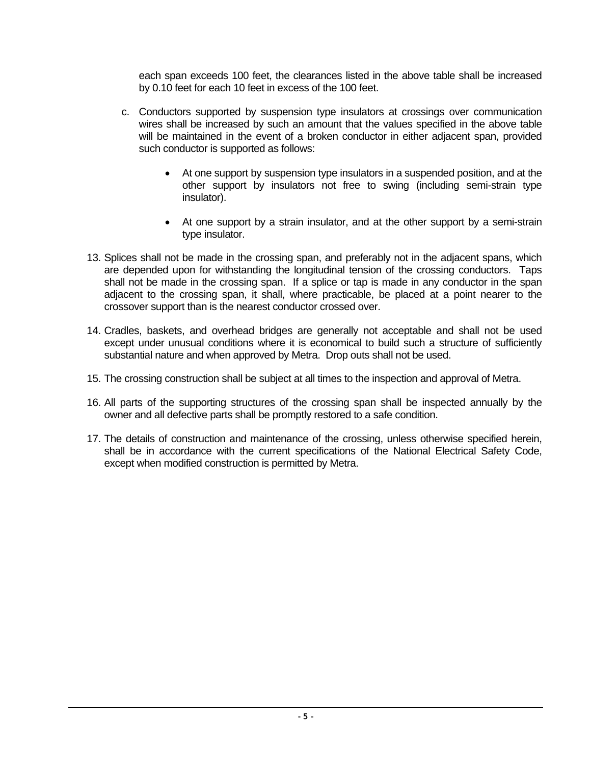each span exceeds 100 feet, the clearances listed in the above table shall be increased by 0.10 feet for each 10 feet in excess of the 100 feet.

   c. Conductors supported by suspension type insulators at crossings over communication wires shall be increased by such an amount that the values specified in the above table will be maintained in the event of a broken conductor in either adjacent span, provided such conductor is supported as follows:

      - At one support by suspension type insulators in a suspended position, and at the other support by insulators not free to swing (including semi-strain type insulator).

      - At one support by a strain insulator, and at the other support by a semi-strain type insulator.

13. Splices shall not be made in the crossing span, and preferably not in the adjacent spans, which are depended upon for withstanding the longitudinal tension of the crossing conductors. Taps shall not be made in the crossing span. If a splice or tap is made in any conductor in the span adjacent to the crossing span, it shall, where practicable, be placed at a point nearer to the crossover support than is the nearest conductor crossed over.

14. Cradles, baskets, and overhead bridges are generally not acceptable and shall not be used except under unusual conditions where it is economical to build such a structure of sufficiently substantial nature and when approved by Metra. Drop outs shall not be used.

15. The crossing construction shall be subject at all times to the inspection and approval of Metra.

16. All parts of the supporting structures of the crossing span shall be inspected annually by the owner and all defective parts shall be promptly restored to a safe condition.

17. The details of construction and maintenance of the crossing, unless otherwise specified herein, shall be in accordance with the current specifications of the National Electrical Safety Code, except when modified construction is permitted by Metra.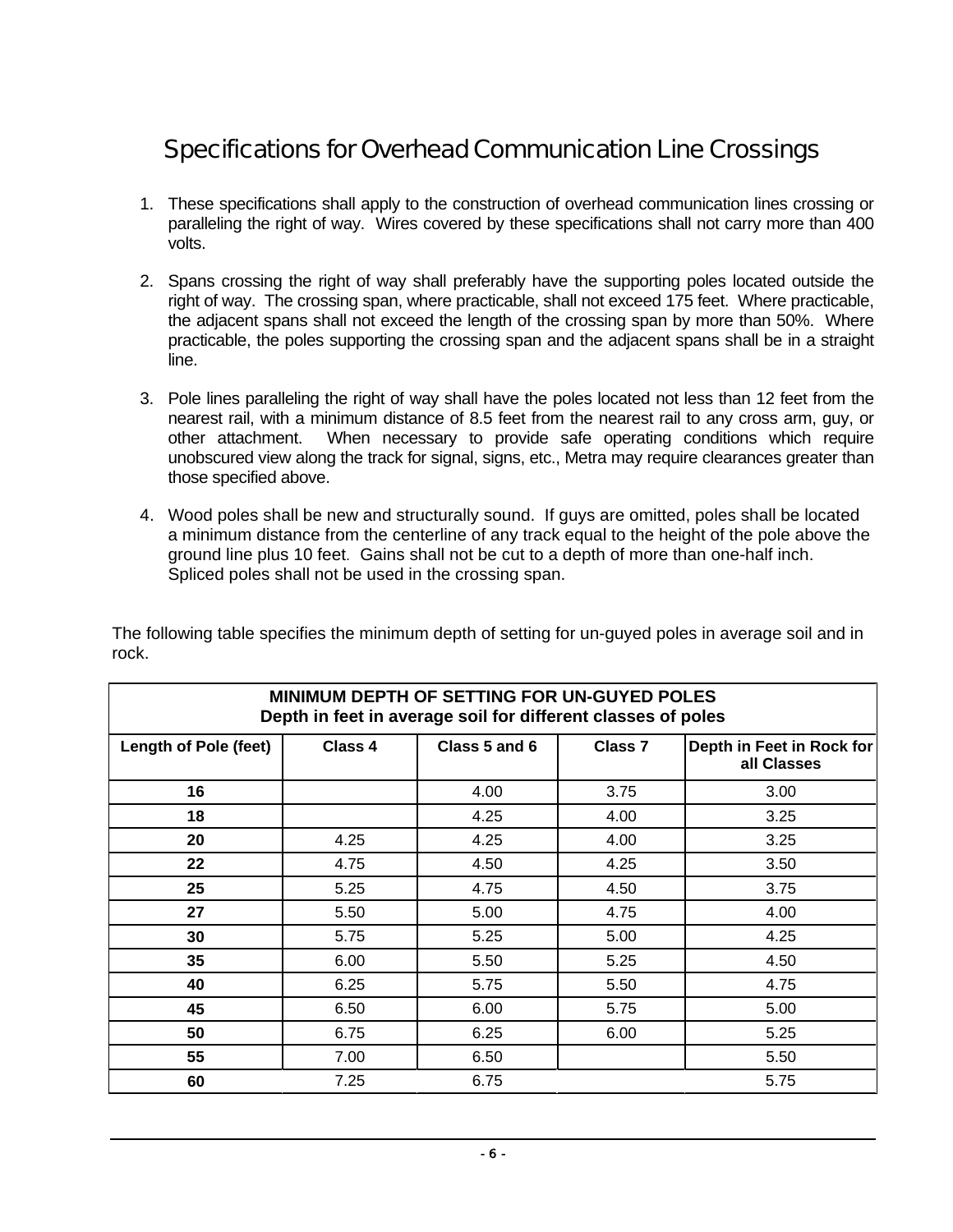# Specifications for Overhead Communication Line Crossings

1. These specifications shall apply to the construction of overhead communication lines crossing or paralleling the right of way. Wires covered by these specifications shall not carry more than 400 volts.

2. Spans crossing the right of way shall preferably have the supporting poles located outside the right of way. The crossing span, where practicable, shall not exceed 175 feet. Where practicable, the adjacent spans shall not exceed the length of the crossing span by more than 50%. Where practicable, the poles supporting the crossing span and the adjacent spans shall be in a straight line.

3. Pole lines paralleling the right of way shall have the poles located not less than 12 feet from the nearest rail, with a minimum distance of 8.5 feet from the nearest rail to any cross arm, guy, or other attachment. When necessary to provide safe operating conditions which require unobscured view along the track for signal, signs, etc., Metra may require clearances greater than those specified above.

4. Wood poles shall be new and structurally sound. If guys are omitted, poles shall be located a minimum distance from the centerline of any track equal to the height of the pole above the ground line plus 10 feet. Gains shall not be cut to a depth of more than one-half inch. Spliced poles shall not be used in the crossing span.

The following table specifies the minimum depth of setting for un-guyed poles in average soil and in rock.

| **MINIMUM DEPTH OF SETTING FOR UN-GUYED POLES**<br>**Depth in feet in average soil for different classes of poles** | | | | |
|---|---|---|---|---|
| **Length of Pole (feet)** | **Class 4** | **Class 5 and 6** | **Class 7** | **Depth in Feet in Rock for all Classes** |
| **16** | | 4.00 | 3.75 | 3.00 |
| **18** | | 4.25 | 4.00 | 3.25 |
| **20** | 4.25 | 4.25 | 4.00 | 3.25 |
| **22** | 4.75 | 4.50 | 4.25 | 3.50 |
| **25** | 5.25 | 4.75 | 4.50 | 3.75 |
| **27** | 5.50 | 5.00 | 4.75 | 4.00 |
| **30** | 5.75 | 5.25 | 5.00 | 4.25 |
| **35** | 6.00 | 5.50 | 5.25 | 4.50 |
| **40** | 6.25 | 5.75 | 5.50 | 4.75 |
| **45** | 6.50 | 6.00 | 5.75 | 5.00 |
| **50** | 6.75 | 6.25 | 6.00 | 5.25 |
| **55** | 7.00 | 6.50 | | 5.50 |
| **60** | 7.25 | 6.75 | | 5.75 |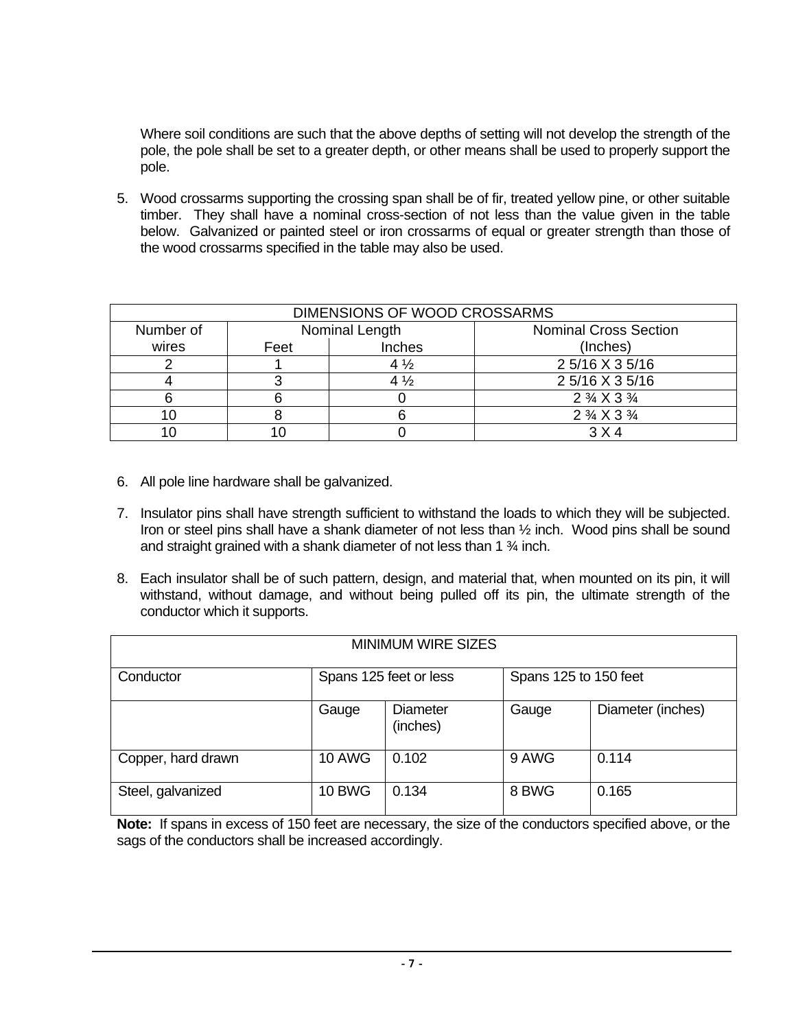Where soil conditions are such that the above depths of setting will not develop the strength of the pole, the pole shall be set to a greater depth, or other means shall be used to properly support the pole.

5. Wood crossarms supporting the crossing span shall be of fir, treated yellow pine, or other suitable timber. They shall have a nominal cross-section of not less than the value given in the table below. Galvanized or painted steel or iron crossarms of equal or greater strength than those of the wood crossarms specified in the table may also be used.

| DIMENSIONS OF WOOD CROSSARMS | | | |
|---|---|---|---|
| Number of wires | Nominal Length | | Nominal Cross Section (Inches) |
| | Feet | Inches | |
| 2 | 1 | 4 ½ | 2 5/16 X 3 5/16 |
| 4 | 3 | 4 ½ | 2 5/16 X 3 5/16 |
| 6 | 6 | 0 | 2 ¾ X 3 ¾ |
| 10 | 8 | 6 | 2 ¾ X 3 ¾ |
| 10 | 10 | 0 | 3 X 4 |

6. All pole line hardware shall be galvanized.

7. Insulator pins shall have strength sufficient to withstand the loads to which they will be subjected. Iron or steel pins shall have a shank diameter of not less than ½ inch. Wood pins shall be sound and straight grained with a shank diameter of not less than 1 ¾ inch.

8. Each insulator shall be of such pattern, design, and material that, when mounted on its pin, it will withstand, without damage, and without being pulled off its pin, the ultimate strength of the conductor which it supports.

| MINIMUM WIRE SIZES | | | | |
|---|---|---|---|---|
| Conductor | Spans 125 feet or less | | Spans 125 to 150 feet | |
| | Gauge | Diameter (inches) | Gauge | Diameter (inches) |
| Copper, hard drawn | 10 AWG | 0.102 | 9 AWG | 0.114 |
| Steel, galvanized | 10 BWG | 0.134 | 8 BWG | 0.165 |

**Note:** If spans in excess of 150 feet are necessary, the size of the conductors specified above, or the sags of the conductors shall be increased accordingly.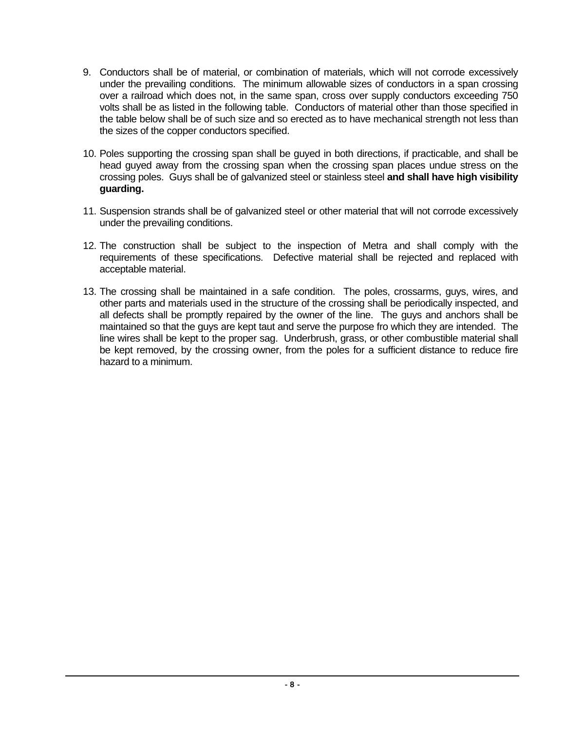9. Conductors shall be of material, or combination of materials, which will not corrode excessively under the prevailing conditions. The minimum allowable sizes of conductors in a span crossing over a railroad which does not, in the same span, cross over supply conductors exceeding 750 volts shall be as listed in the following table. Conductors of material other than those specified in the table below shall be of such size and so erected as to have mechanical strength not less than the sizes of the copper conductors specified.

10. Poles supporting the crossing span shall be guyed in both directions, if practicable, and shall be head guyed away from the crossing span when the crossing span places undue stress on the crossing poles. Guys shall be of galvanized steel or stainless steel **and shall have high visibility guarding.**

11. Suspension strands shall be of galvanized steel or other material that will not corrode excessively under the prevailing conditions.

12. The construction shall be subject to the inspection of Metra and shall comply with the requirements of these specifications. Defective material shall be rejected and replaced with acceptable material.

13. The crossing shall be maintained in a safe condition. The poles, crossarms, guys, wires, and other parts and materials used in the structure of the crossing shall be periodically inspected, and all defects shall be promptly repaired by the owner of the line. The guys and anchors shall be maintained so that the guys are kept taut and serve the purpose fro which they are intended. The line wires shall be kept to the proper sag. Underbrush, grass, or other combustible material shall be kept removed, by the crossing owner, from the poles for a sufficient distance to reduce fire hazard to a minimum.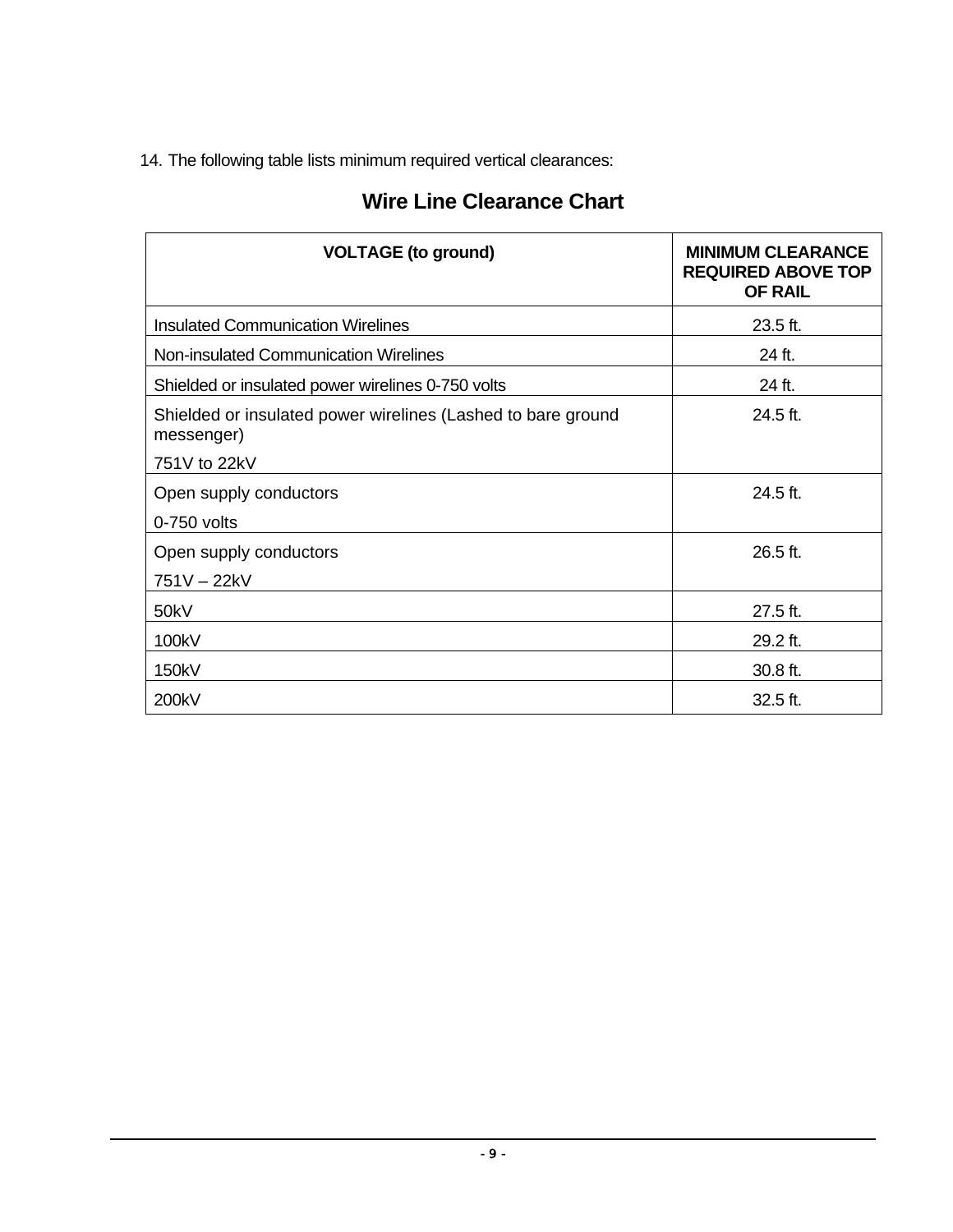14. The following table lists minimum required vertical clearances:

## Wire Line Clearance Chart

| VOLTAGE (to ground) | MINIMUM CLEARANCE REQUIRED ABOVE TOP OF RAIL |
|---|---|
| Insulated Communication Wirelines | 23.5 ft. |
| Non-insulated Communication Wirelines | 24 ft. |
| Shielded or insulated power wirelines 0-750 volts | 24 ft. |
| Shielded or insulated power wirelines (Lashed to bare ground messenger) 751V to 22kV | 24.5 ft. |
| Open supply conductors 0-750 volts | 24.5 ft. |
| Open supply conductors 751V – 22kV | 26.5 ft. |
| 50kV | 27.5 ft. |
| 100kV | 29.2 ft. |
| 150kV | 30.8 ft. |
| 200kV | 32.5 ft. |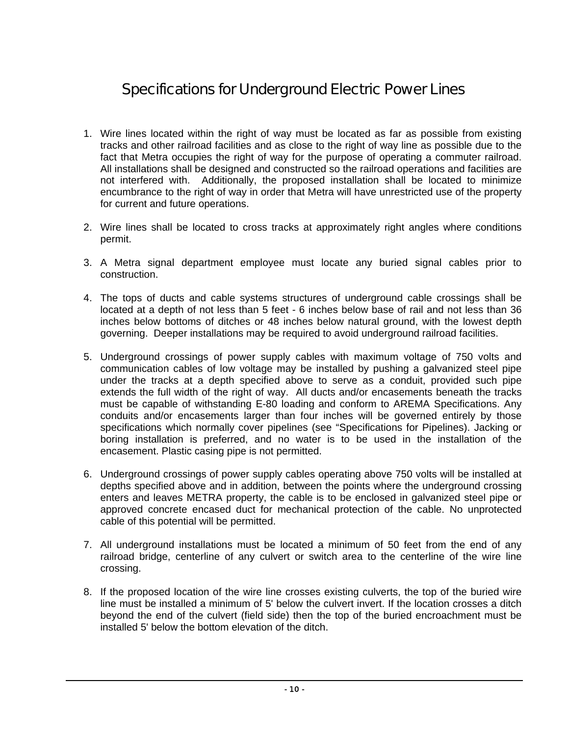# Specifications for Underground Electric Power Lines

1. Wire lines located within the right of way must be located as far as possible from existing tracks and other railroad facilities and as close to the right of way line as possible due to the fact that Metra occupies the right of way for the purpose of operating a commuter railroad. All installations shall be designed and constructed so the railroad operations and facilities are not interfered with. Additionally, the proposed installation shall be located to minimize encumbrance to the right of way in order that Metra will have unrestricted use of the property for current and future operations.

2. Wire lines shall be located to cross tracks at approximately right angles where conditions permit.

3. A Metra signal department employee must locate any buried signal cables prior to construction.

4. The tops of ducts and cable systems structures of underground cable crossings shall be located at a depth of not less than 5 feet - 6 inches below base of rail and not less than 36 inches below bottoms of ditches or 48 inches below natural ground, with the lowest depth governing. Deeper installations may be required to avoid underground railroad facilities.

5. Underground crossings of power supply cables with maximum voltage of 750 volts and communication cables of low voltage may be installed by pushing a galvanized steel pipe under the tracks at a depth specified above to serve as a conduit, provided such pipe extends the full width of the right of way. All ducts and/or encasements beneath the tracks must be capable of withstanding E-80 loading and conform to AREMA Specifications. Any conduits and/or encasements larger than four inches will be governed entirely by those specifications which normally cover pipelines (see "Specifications for Pipelines). Jacking or boring installation is preferred, and no water is to be used in the installation of the encasement. Plastic casing pipe is not permitted.

6. Underground crossings of power supply cables operating above 750 volts will be installed at depths specified above and in addition, between the points where the underground crossing enters and leaves METRA property, the cable is to be enclosed in galvanized steel pipe or approved concrete encased duct for mechanical protection of the cable. No unprotected cable of this potential will be permitted.

7. All underground installations must be located a minimum of 50 feet from the end of any railroad bridge, centerline of any culvert or switch area to the centerline of the wire line crossing.

8. If the proposed location of the wire line crosses existing culverts, the top of the buried wire line must be installed a minimum of 5' below the culvert invert. If the location crosses a ditch beyond the end of the culvert (field side) then the top of the buried encroachment must be installed 5' below the bottom elevation of the ditch.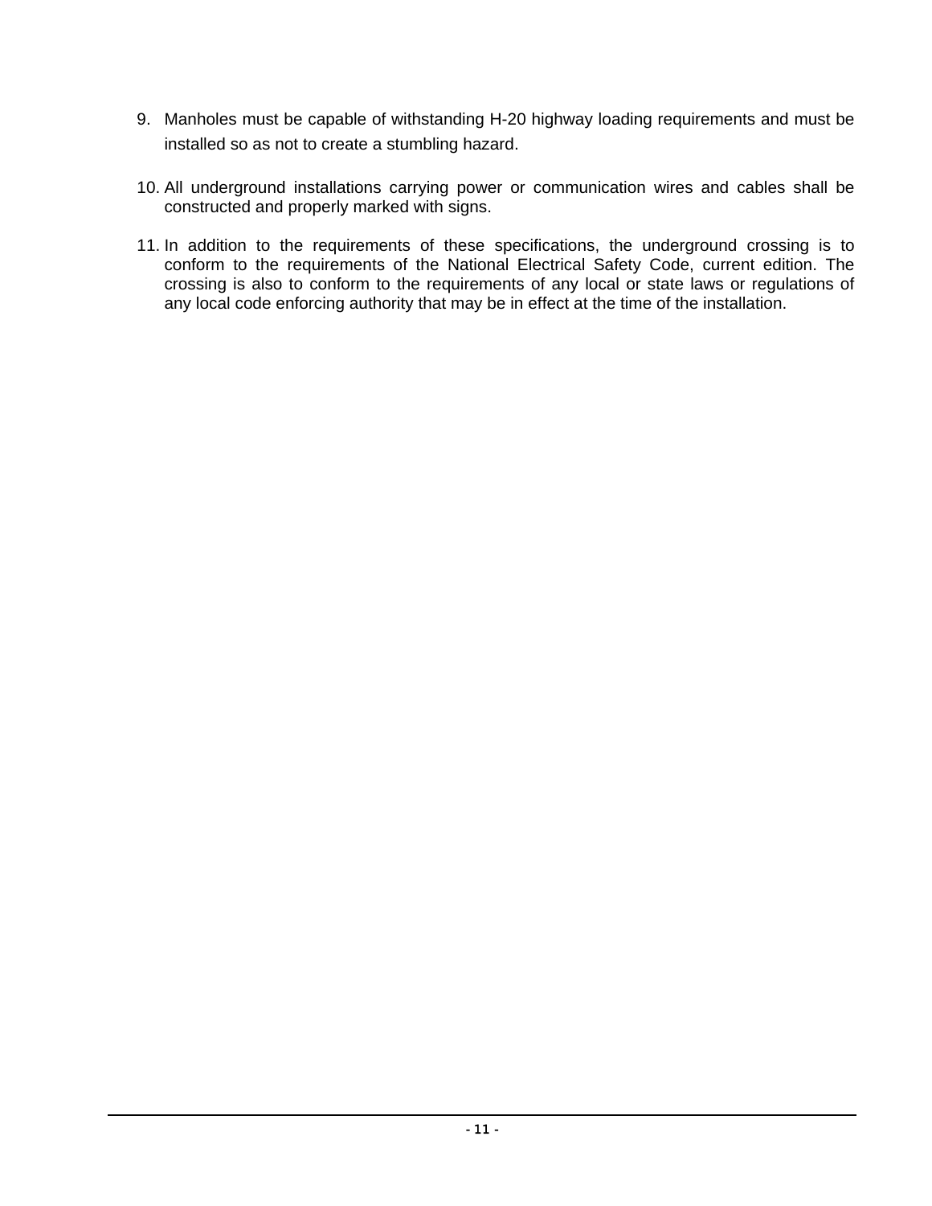9. Manholes must be capable of withstanding H-20 highway loading requirements and must be installed so as not to create a stumbling hazard.

10. All underground installations carrying power or communication wires and cables shall be constructed and properly marked with signs.

11. In addition to the requirements of these specifications, the underground crossing is to conform to the requirements of the National Electrical Safety Code, current edition. The crossing is also to conform to the requirements of any local or state laws or regulations of any local code enforcing authority that may be in effect at the time of the installation.